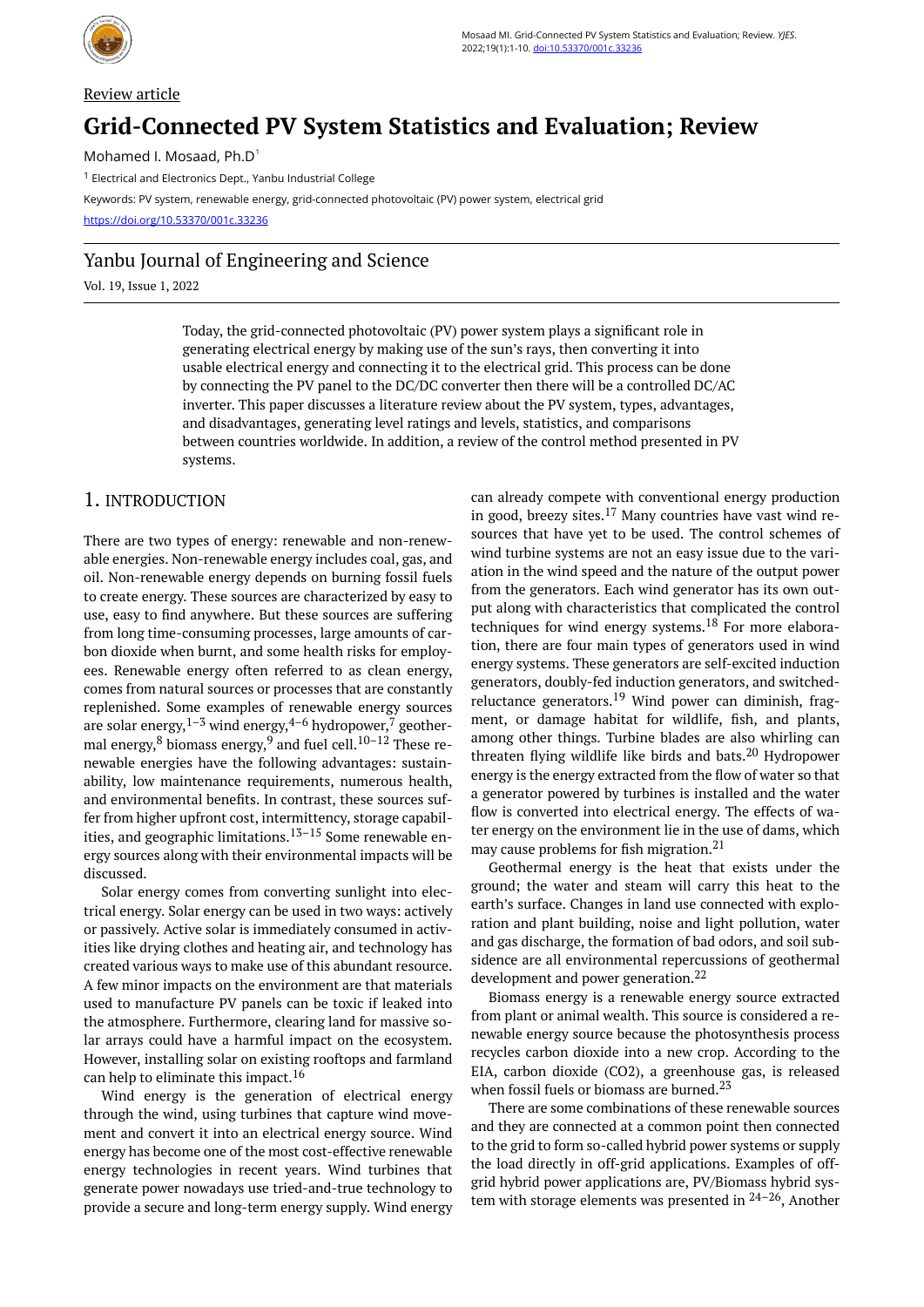Review article

# Grid-Connected PV System Statistics and Evaluation; Review

Mohamed I. Mosaad, Ph.D[1]

[1] Electrical and Electronics Dept., Yanbu Industrial College

Keywords: PV system, renewable energy, grid-connected photovoltaic (PV) power system, electrical grid

https://doi.org/10.53370/001c.33236

Yanbu Journal of Engineering and Science

Vol. 19, Issue 1, 2022

Today, the grid-connected photovoltaic (PV) power system plays a significant role in generating electrical energy by making use of the sun's rays, then converting it into usable electrical energy and connecting it to the electrical grid. This process can be done by connecting the PV panel to the DC/DC converter then there will be a controlled DC/AC inverter. This paper discusses a literature review about the PV system, types, advantages, and disadvantages, generating level ratings and levels, statistics, and comparisons between countries worldwide. In addition, a review of the control method presented in PV systems.

## 1. INTRODUCTION

There are two types of energy: renewable and non-renewable energies. Non-renewable energy includes coal, gas, and oil. Non-renewable energy depends on burning fossil fuels to create energy. These sources are characterized by easy to use, easy to find anywhere. But these sources are suffering from long time-consuming processes, large amounts of carbon dioxide when burnt, and some health risks for employees. Renewable energy often referred to as clean energy, comes from natural sources or processes that are constantly replenished. Some examples of renewable energy sources are solar energy,[1–3] wind energy,[4–6] hydropower,[7] geothermal energy,[8] biomass energy,[9] and fuel cell.[10–12] These renewable energies have the following advantages: sustainability, low maintenance requirements, numerous health, and environmental benefits. In contrast, these sources suffer from higher upfront cost, intermittency, storage capabilities, and geographic limitations.[13–15] Some renewable energy sources along with their environmental impacts will be discussed.

Solar energy comes from converting sunlight into electrical energy. Solar energy can be used in two ways: actively or passively. Active solar is immediately consumed in activities like drying clothes and heating air, and technology has created various ways to make use of this abundant resource. A few minor impacts on the environment are that materials used to manufacture PV panels can be toxic if leaked into the atmosphere. Furthermore, clearing land for massive solar arrays could have a harmful impact on the ecosystem. However, installing solar on existing rooftops and farmland can help to eliminate this impact.[16]

Wind energy is the generation of electrical energy through the wind, using turbines that capture wind movement and convert it into an electrical energy source. Wind energy has become one of the most cost-effective renewable energy technologies in recent years. Wind turbines that generate power nowadays use tried-and-true technology to provide a secure and long-term energy supply. Wind energy can already compete with conventional energy production in good, breezy sites.[17] Many countries have vast wind resources that have yet to be used. The control schemes of wind turbine systems are not an easy issue due to the variation in the wind speed and the nature of the output power from the generators. Each wind generator has its own output along with characteristics that complicated the control techniques for wind energy systems.[18] For more elaboration, there are four main types of generators used in wind energy systems. These generators are self-excited induction generators, doubly-fed induction generators, and switched-reluctance generators.[19] Wind power can diminish, fragment, or damage habitat for wildlife, fish, and plants, among other things. Turbine blades are also whirling can threaten flying wildlife like birds and bats.[20] Hydropower energy is the energy extracted from the flow of water so that a generator powered by turbines is installed and the water flow is converted into electrical energy. The effects of water energy on the environment lie in the use of dams, which may cause problems for fish migration.[21]

Geothermal energy is the heat that exists under the ground; the water and steam will carry this heat to the earth's surface. Changes in land use connected with exploration and plant building, noise and light pollution, water and gas discharge, the formation of bad odors, and soil subsidence are all environmental repercussions of geothermal development and power generation.[22]

Biomass energy is a renewable energy source extracted from plant or animal wealth. This source is considered a renewable energy source because the photosynthesis process recycles carbon dioxide into a new crop. According to the EIA, carbon dioxide ($CO_2$), a greenhouse gas, is released when fossil fuels or biomass are burned.[23]

There are some combinations of these renewable sources and they are connected at a common point then connected to the grid to form so-called hybrid power systems or supply the load directly in off-grid applications. Examples of off-grid hybrid power applications are, PV/Biomass hybrid system with storage elements was presented in [24–26], Another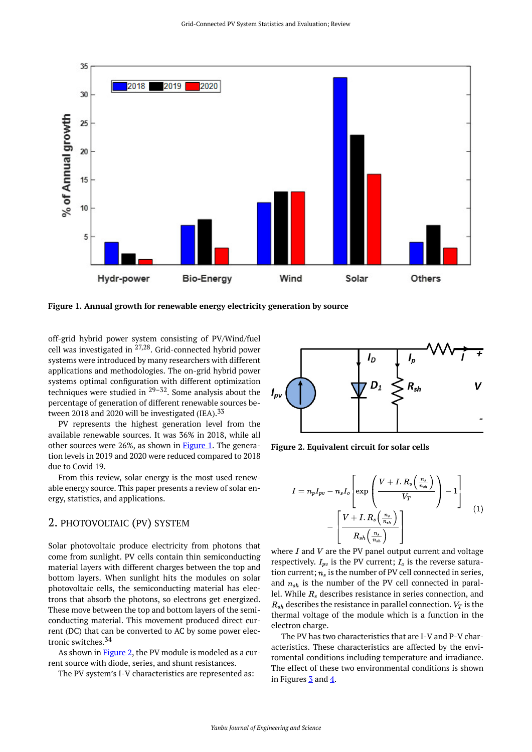Figure 1. Annual growth for renewable energy electricity generation by source

off-grid hybrid power system consisting of PV/Wind/fuel cell was investigated in [27,28]. Grid-connected hybrid power systems were introduced by many researchers with different applications and methodologies. The on-grid hybrid power systems optimal configuration with different optimization techniques were studied in [29–32]. Some analysis about the percentage of generation of different renewable sources between 2018 and 2020 will be investigated (IEA).[33]

PV represents the highest generation level from the available renewable sources. It was 36% in 2018, while all other sources were 26%, as shown in Figure 1. The generation levels in 2019 and 2020 were reduced compared to 2018 due to Covid 19.

From this review, solar energy is the most used renewable energy source. This paper presents a review of solar energy, statistics, and applications.

## 2. PHOTOVOLTAIC (PV) SYSTEM

Solar photovoltaic produce electricity from photons that come from sunlight. PV cells contain thin semiconducting material layers with different charges between the top and bottom layers. When sunlight hits the modules on solar photovoltaic cells, the semiconducting material has electrons that absorb the photons, so electrons get energized. These move between the top and bottom layers of the semiconducting material. This movement produced direct current (DC) that can be converted to AC by some power electronic switches.[34]

As shown in Figure 2, the PV module is modeled as a current source with diode, series, and shunt resistances.

The PV system's I-V characteristics are represented as:

Figure 2. Equivalent circuit for solar cells

$$I = n_p I_{pv} - n_s I_o \left[ \exp\left( \frac{V + I.\, R_s\left(\frac{n_s}{n_{sh}}\right)}{V_T} \right) - 1 \right] - \left[ \frac{V + I.\, R_s\left(\frac{n_s}{n_{sh}}\right)}{R_{sh}\left(\frac{n_s}{n_{sh}}\right)} \right] \tag{1}$$

where $I$ and $V$ are the PV panel output current and voltage respectively. $I_{pv}$ is the PV current; $I_o$ is the reverse saturation current; $n_s$ is the number of PV cell connected in series, and $n_{sh}$ is the number of the PV cell connected in parallel. While $R_s$ describes resistance in series connection, and $R_{sh}$ describes the resistance in parallel connection. $V_T$ is the thermal voltage of the module which is a function in the electron charge.

The PV has two characteristics that are I-V and P-V characteristics. These characteristics are affected by the environmental conditions including temperature and irradiance. The effect of these two environmental conditions is shown in Figures 3 and 4.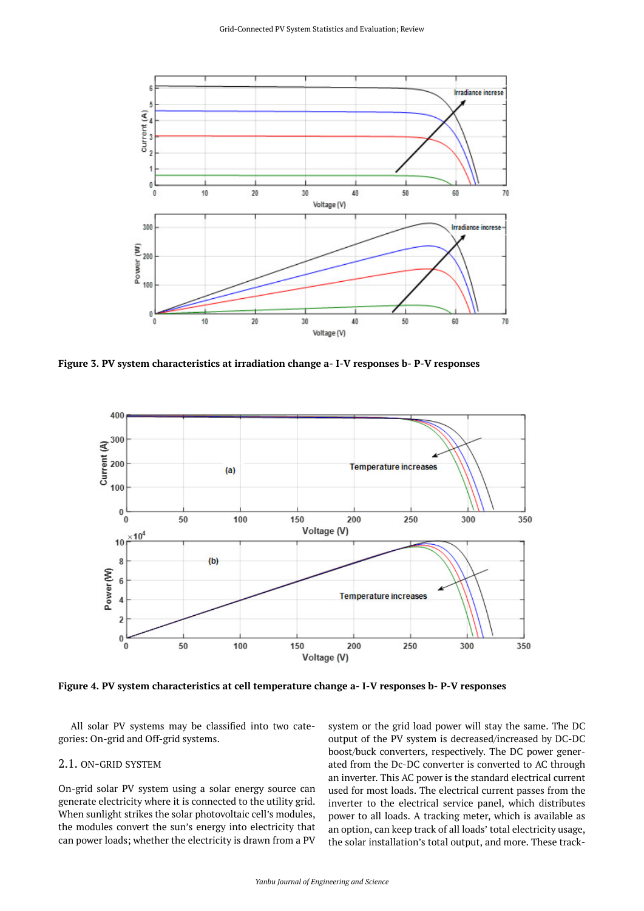Figure 3. PV system characteristics at irradiation change a- I-V responses b- P-V responses

Figure 4. PV system characteristics at cell temperature change a- I-V responses b- P-V responses

All solar PV systems may be classified into two categories: On-grid and Off-grid systems.

## 2.1. ON-GRID SYSTEM

On-grid solar PV system using a solar energy source can generate electricity where it is connected to the utility grid. When sunlight strikes the solar photovoltaic cell's modules, the modules convert the sun's energy into electricity that can power loads; whether the electricity is drawn from a PV system or the grid load power will stay the same. The DC output of the PV system is decreased/increased by DC-DC boost/buck converters, respectively. The DC power generated from the Dc-DC converter is converted to AC through an inverter. This AC power is the standard electrical current used for most loads. The electrical current passes from the inverter to the electrical service panel, which distributes power to all loads. A tracking meter, which is available as an option, can keep track of all loads' total electricity usage, the solar installation's total output, and more. These track-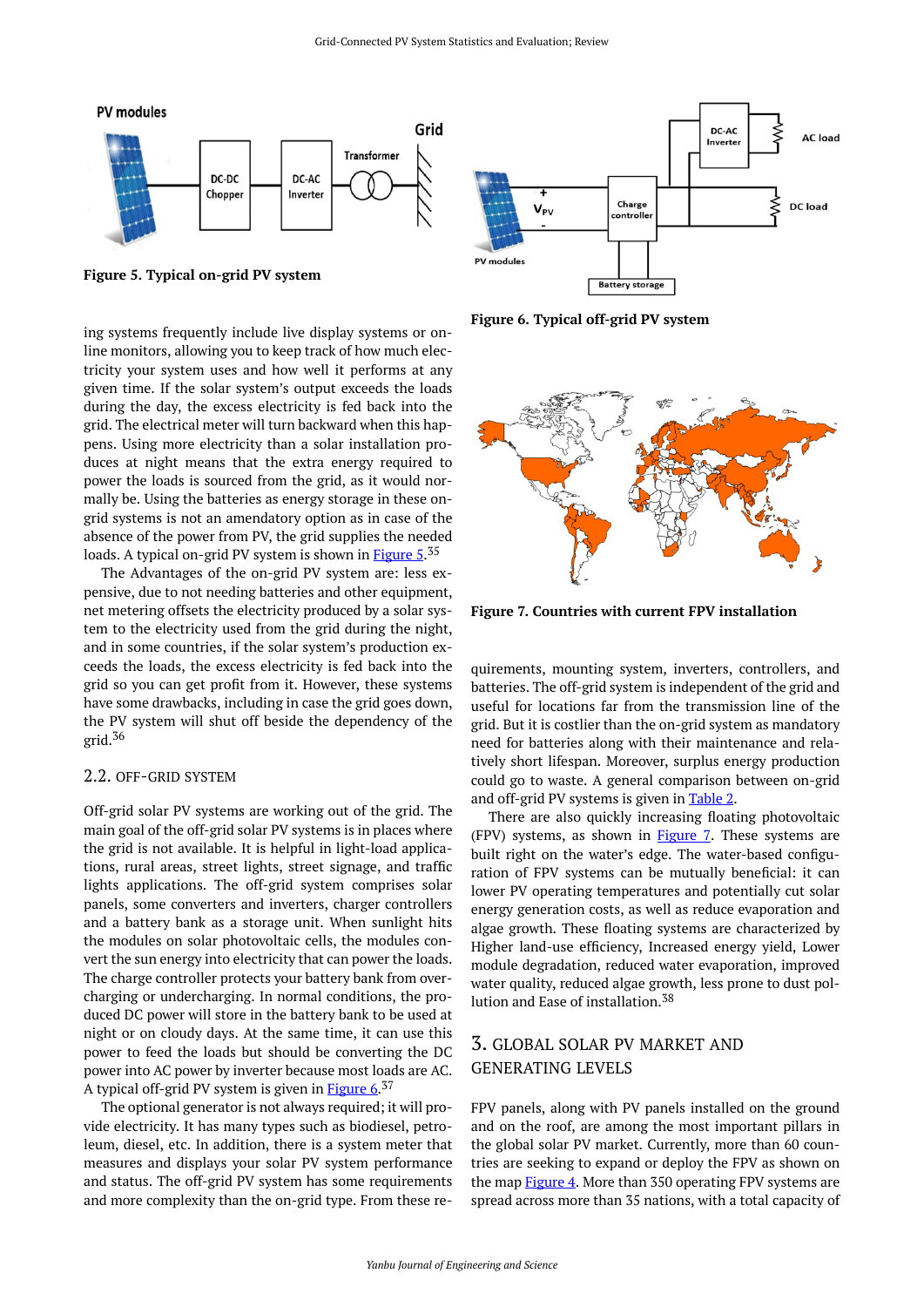Figure 5. Typical on-grid PV system

Figure 6. Typical off-grid PV system

ing systems frequently include live display systems or online monitors, allowing you to keep track of how much electricity your system uses and how well it performs at any given time. If the solar system's output exceeds the loads during the day, the excess electricity is fed back into the grid. The electrical meter will turn backward when this happens. Using more electricity than a solar installation produces at night means that the extra energy required to power the loads is sourced from the grid, as it would normally be. Using the batteries as energy storage in these on-grid systems is not an amendatory option as in case of the absence of the power from PV, the grid supplies the needed loads. A typical on-grid PV system is shown in Figure 5.[35]

The Advantages of the on-grid PV system are: less expensive, due to not needing batteries and other equipment, net metering offsets the electricity produced by a solar system to the electricity used from the grid during the night, and in some countries, if the solar system's production exceeds the loads, the excess electricity is fed back into the grid so you can get profit from it. However, these systems have some drawbacks, including in case the grid goes down, the PV system will shut off beside the dependency of the grid.[36]

## 2.2. OFF-GRID SYSTEM

Off-grid solar PV systems are working out of the grid. The main goal of the off-grid solar PV systems is in places where the grid is not available. It is helpful in light-load applications, rural areas, street lights, street signage, and traffic lights applications. The off-grid system comprises solar panels, some converters and inverters, charger controllers and a battery bank as a storage unit. When sunlight hits the modules on solar photovoltaic cells, the modules convert the sun energy into electricity that can power the loads. The charge controller protects your battery bank from overcharging or undercharging. In normal conditions, the produced DC power will store in the battery bank to be used at night or on cloudy days. At the same time, it can use this power to feed the loads but should be converting the DC power into AC power by inverter because most loads are AC. A typical off-grid PV system is given in Figure 6.[37]

The optional generator is not always required; it will provide electricity. It has many types such as biodiesel, petroleum, diesel, etc. In addition, there is a system meter that measures and displays your solar PV system performance and status. The off-grid PV system has some requirements and more complexity than the on-grid type. From these requirements, mounting system, inverters, controllers, and batteries. The off-grid system is independent of the grid and useful for locations far from the transmission line of the grid. But it is costlier than the on-grid system as mandatory need for batteries along with their maintenance and relatively short lifespan. Moreover, surplus energy production could go to waste. A general comparison between on-grid and off-grid PV systems is given in Table 2.

There are also quickly increasing floating photovoltaic (FPV) systems, as shown in Figure 7. These systems are built right on the water's edge. The water-based configuration of FPV systems can be mutually beneficial: it can lower PV operating temperatures and potentially cut solar energy generation costs, as well as reduce evaporation and algae growth. These floating systems are characterized by Higher land-use efficiency, Increased energy yield, Lower module degradation, reduced water evaporation, improved water quality, reduced algae growth, less prone to dust pollution and Ease of installation.[38]

Figure 7. Countries with current FPV installation

# 3. GLOBAL SOLAR PV MARKET AND GENERATING LEVELS

FPV panels, along with PV panels installed on the ground and on the roof, are among the most important pillars in the global solar PV market. Currently, more than 60 countries are seeking to expand or deploy the FPV as shown on the map Figure 4. More than 350 operating FPV systems are spread across more than 35 nations, with a total capacity of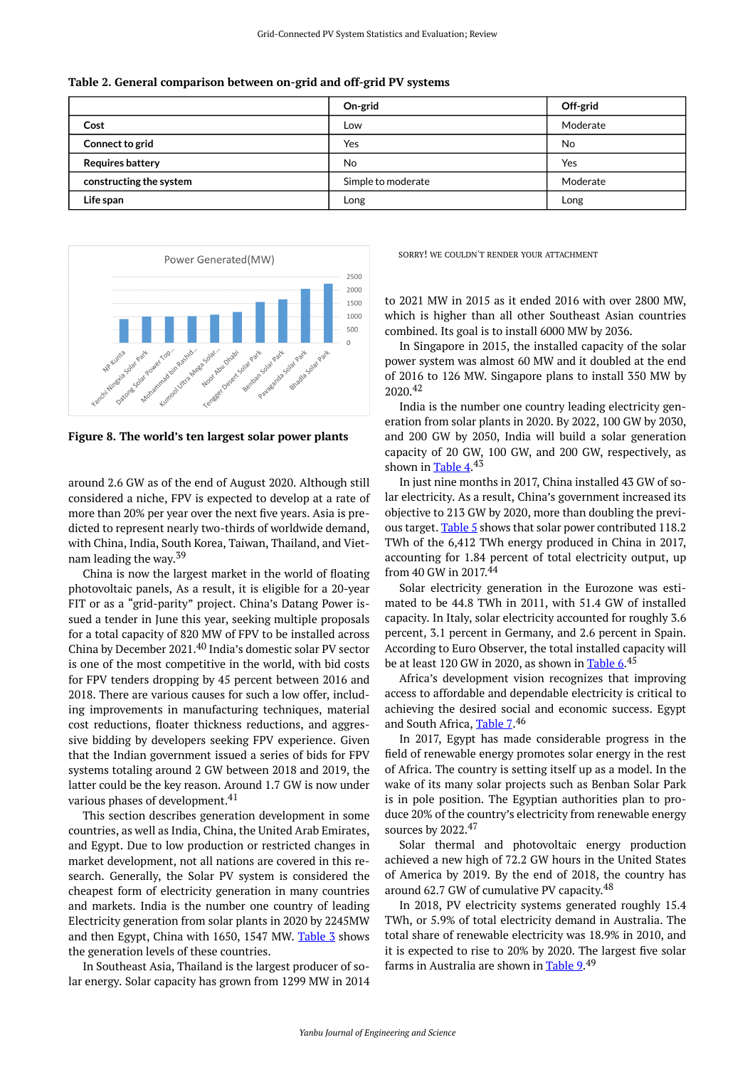**Table 2. General comparison between on-grid and off-grid PV systems**

| | On-grid | Off-grid |
|---|---|---|
| **Cost** | Low | Moderate |
| **Connect to grid** | Yes | No |
| **Requires battery** | No | Yes |
| **constructing the system** | Simple to moderate | Moderate |
| **Life span** | Long | Long |

**Figure 8. The world's ten largest solar power plants**

around 2.6 GW as of the end of August 2020. Although still considered a niche, FPV is expected to develop at a rate of more than 20% per year over the next five years. Asia is predicted to represent nearly two-thirds of worldwide demand, with China, India, South Korea, Taiwan, Thailand, and Vietnam leading the way.[39]

China is now the largest market in the world of floating photovoltaic panels, As a result, it is eligible for a 20-year FIT or as a "grid-parity" project. China's Datang Power issued a tender in June this year, seeking multiple proposals for a total capacity of 820 MW of FPV to be installed across China by December 2021.[40] India's domestic solar PV sector is one of the most competitive in the world, with bid costs for FPV tenders dropping by 45 percent between 2016 and 2018. There are various causes for such a low offer, including improvements in manufacturing techniques, material cost reductions, floater thickness reductions, and aggressive bidding by developers seeking FPV experience. Given that the Indian government issued a series of bids for FPV systems totaling around 2 GW between 2018 and 2019, the latter could be the key reason. Around 1.7 GW is now under various phases of development.[41]

This section describes generation development in some countries, as well as India, China, the United Arab Emirates, and Egypt. Due to low production or restricted changes in market development, not all nations are covered in this research. Generally, the Solar PV system is considered the cheapest form of electricity generation in many countries and markets. India is the number one country of leading Electricity generation from solar plants in 2020 by 2245MW and then Egypt, China with 1650, 1547 MW. Table 3 shows the generation levels of these countries.

In Southeast Asia, Thailand is the largest producer of solar energy. Solar capacity has grown from 1299 MW in 2014 to 2021 MW in 2015 as it ended 2016 with over 2800 MW, which is higher than all other Southeast Asian countries combined. Its goal is to install 6000 MW by 2036.

SORRY! WE COULDN'T RENDER YOUR ATTACHMENT

In Singapore in 2015, the installed capacity of the solar power system was almost 60 MW and it doubled at the end of 2016 to 126 MW. Singapore plans to install 350 MW by 2020.[42]

India is the number one country leading electricity generation from solar plants in 2020. By 2022, 100 GW by 2030, and 200 GW by 2050, India will build a solar generation capacity of 20 GW, 100 GW, and 200 GW, respectively, as shown in Table 4.[43]

In just nine months in 2017, China installed 43 GW of solar electricity. As a result, China's government increased its objective to 213 GW by 2020, more than doubling the previous target. Table 5 shows that solar power contributed 118.2 TWh of the 6,412 TWh energy produced in China in 2017, accounting for 1.84 percent of total electricity output, up from 40 GW in 2017.[44]

Solar electricity generation in the Eurozone was estimated to be 44.8 TWh in 2011, with 51.4 GW of installed capacity. In Italy, solar electricity accounted for roughly 3.6 percent, 3.1 percent in Germany, and 2.6 percent in Spain. According to Euro Observer, the total installed capacity will be at least 120 GW in 2020, as shown in Table 6.[45]

Africa's development vision recognizes that improving access to affordable and dependable electricity is critical to achieving the desired social and economic success. Egypt and South Africa, Table 7.[46]

In 2017, Egypt has made considerable progress in the field of renewable energy promotes solar energy in the rest of Africa. The country is setting itself up as a model. In the wake of its many solar projects such as Benban Solar Park is in pole position. The Egyptian authorities plan to produce 20% of the country's electricity from renewable energy sources by 2022.[47]

Solar thermal and photovoltaic energy production achieved a new high of 72.2 GW hours in the United States of America by 2019. By the end of 2018, the country has around 62.7 GW of cumulative PV capacity.[48]

In 2018, PV electricity systems generated roughly 15.4 TWh, or 5.9% of total electricity demand in Australia. The total share of renewable electricity was 18.9% in 2010, and it is expected to rise to 20% by 2020. The largest five solar farms in Australia are shown in Table 9.[49]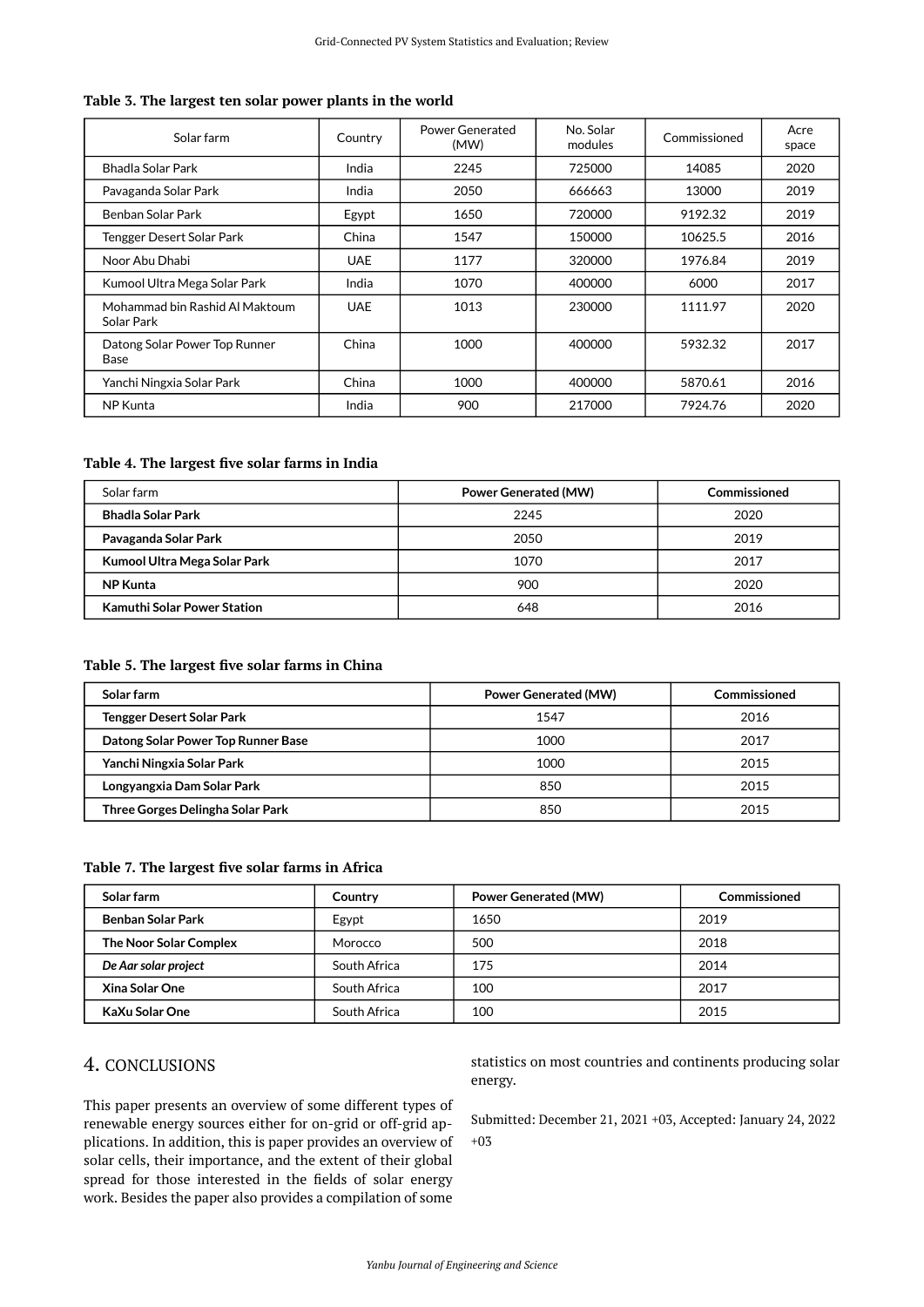**Table 3. The largest ten solar power plants in the world**

| Solar farm | Country | Power Generated (MW) | No. Solar modules | Commissioned | Acre space |
|---|---|---|---|---|---|
| Bhadla Solar Park | India | 2245 | 725000 | 14085 | 2020 |
| Pavaganda Solar Park | India | 2050 | 666663 | 13000 | 2019 |
| Benban Solar Park | Egypt | 1650 | 720000 | 9192.32 | 2019 |
| Tengger Desert Solar Park | China | 1547 | 150000 | 10625.5 | 2016 |
| Noor Abu Dhabi | UAE | 1177 | 320000 | 1976.84 | 2019 |
| Kumool Ultra Mega Solar Park | India | 1070 | 400000 | 6000 | 2017 |
| Mohammad bin Rashid Al Maktoum Solar Park | UAE | 1013 | 230000 | 1111.97 | 2020 |
| Datong Solar Power Top Runner Base | China | 1000 | 400000 | 5932.32 | 2017 |
| Yanchi Ningxia Solar Park | China | 1000 | 400000 | 5870.61 | 2016 |
| NP Kunta | India | 900 | 217000 | 7924.76 | 2020 |

**Table 4. The largest five solar farms in India**

| Solar farm | **Power Generated (MW)** | **Commissioned** |
|---|---|---|
| **Bhadla Solar Park** | 2245 | 2020 |
| **Pavaganda Solar Park** | 2050 | 2019 |
| **Kumool Ultra Mega Solar Park** | 1070 | 2017 |
| **NP Kunta** | 900 | 2020 |
| **Kamuthi Solar Power Station** | 648 | 2016 |

**Table 5. The largest five solar farms in China**

| **Solar farm** | **Power Generated (MW)** | **Commissioned** |
|---|---|---|
| **Tengger Desert Solar Park** | 1547 | 2016 |
| **Datong Solar Power Top Runner Base** | 1000 | 2017 |
| **Yanchi Ningxia Solar Park** | 1000 | 2015 |
| **Longyangxia Dam Solar Park** | 850 | 2015 |
| **Three Gorges Delingha Solar Park** | 850 | 2015 |

**Table 7. The largest five solar farms in Africa**

| **Solar farm** | **Country** | **Power Generated (MW)** | **Commissioned** |
|---|---|---|---|
| **Benban Solar Park** | Egypt | 1650 | 2019 |
| **The Noor Solar Complex** | Morocco | 500 | 2018 |
| ***De Aar solar project*** | South Africa | 175 | 2014 |
| **Xina Solar One** | South Africa | 100 | 2017 |
| **KaXu Solar One** | South Africa | 100 | 2015 |

## 4. CONCLUSIONS

This paper presents an overview of some different types of renewable energy sources either for on-grid or off-grid applications. In addition, this is paper provides an overview of solar cells, their importance, and the extent of their global spread for those interested in the fields of solar energy work. Besides the paper also provides a compilation of some statistics on most countries and continents producing solar energy.

Submitted: December 21, 2021 +03, Accepted: January 24, 2022 +03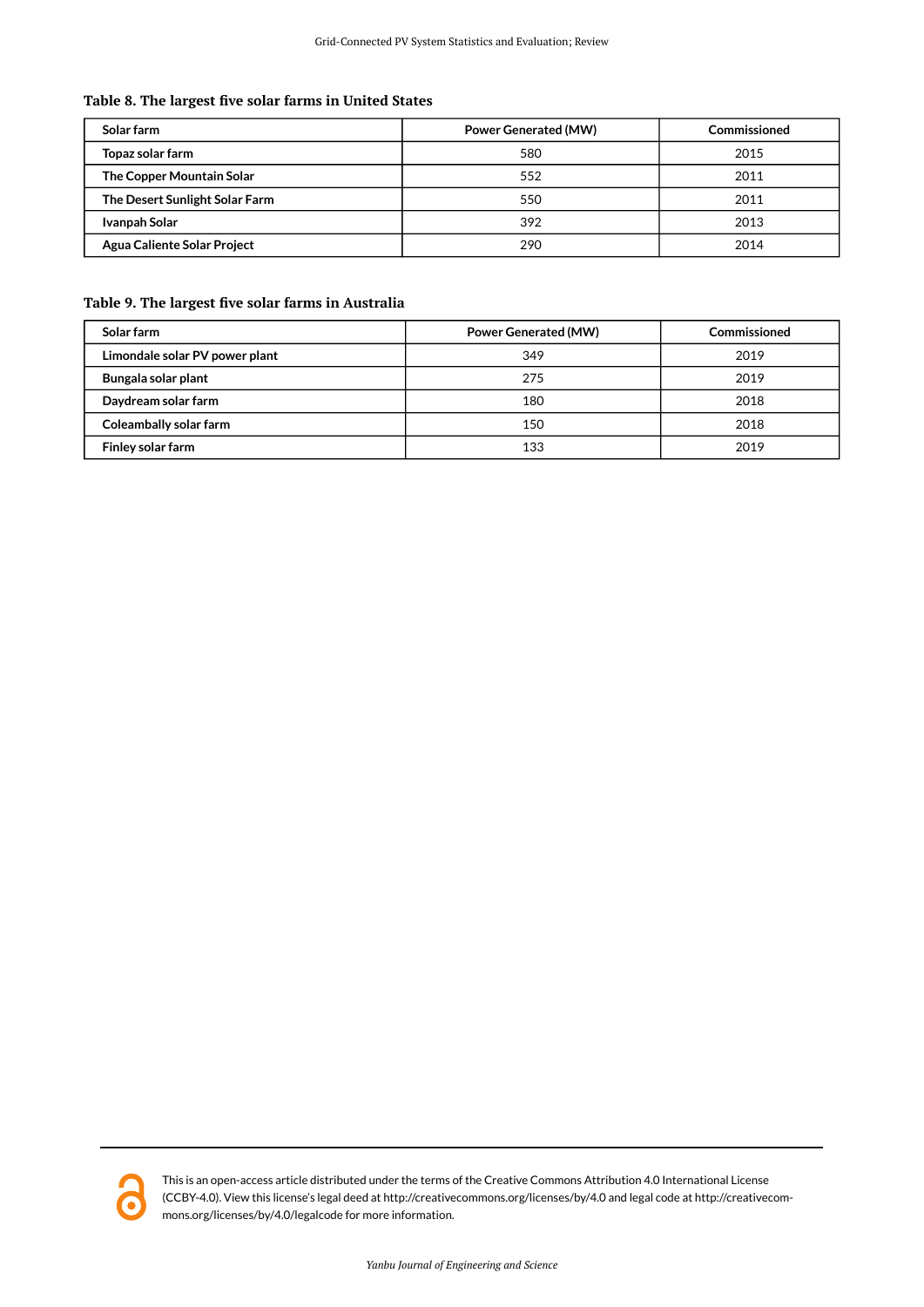**Table 8. The largest five solar farms in United States**

| Solar farm | Power Generated (MW) | Commissioned |
|---|---|---|
| **Topaz solar farm** | 580 | 2015 |
| **The Copper Mountain Solar** | 552 | 2011 |
| **The Desert Sunlight Solar Farm** | 550 | 2011 |
| **Ivanpah Solar** | 392 | 2013 |
| **Agua Caliente Solar Project** | 290 | 2014 |

**Table 9. The largest five solar farms in Australia**

| Solar farm | Power Generated (MW) | Commissioned |
|---|---|---|
| **Limondale solar PV power plant** | 349 | 2019 |
| **Bungala solar plant** | 275 | 2019 |
| **Daydream solar farm** | 180 | 2018 |
| **Coleambally solar farm** | 150 | 2018 |
| **Finley solar farm** | 133 | 2019 |

This is an open-access article distributed under the terms of the Creative Commons Attribution 4.0 International License (CCBY-4.0). View this license's legal deed at http://creativecommons.org/licenses/by/4.0 and legal code at http://creativecommons.org/licenses/by/4.0/legalcode for more information.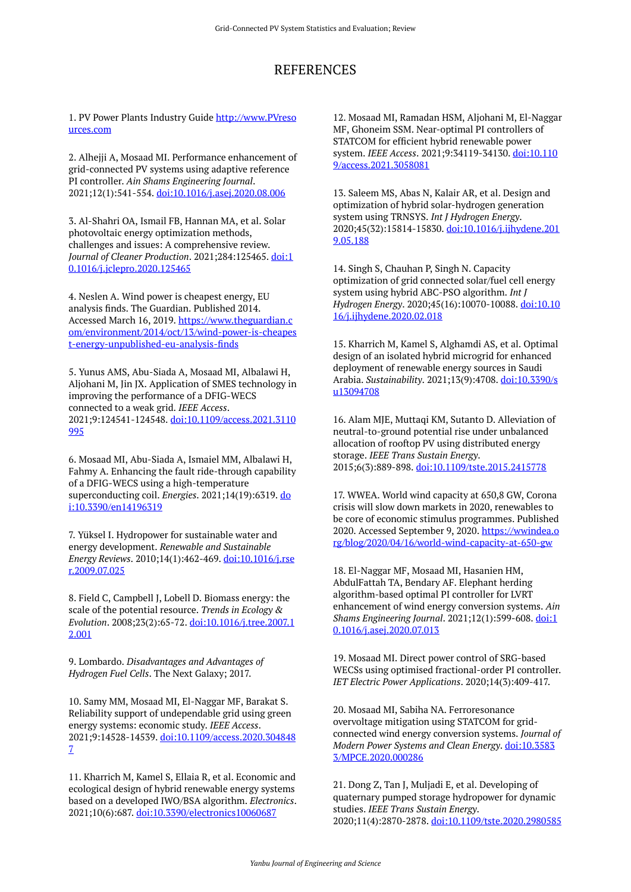# REFERENCES

1. PV Power Plants Industry Guide http://www.PVresources.com

2. Alhejji A, Mosaad MI. Performance enhancement of grid-connected PV systems using adaptive reference PI controller. *Ain Shams Engineering Journal*. 2021;12(1):541-554. doi:10.1016/j.asej.2020.08.006

3. Al-Shahri OA, Ismail FB, Hannan MA, et al. Solar photovoltaic energy optimization methods, challenges and issues: A comprehensive review. *Journal of Cleaner Production*. 2021;284:125465. doi:10.1016/j.jclepro.2020.125465

4. Neslen A. Wind power is cheapest energy, EU analysis finds. The Guardian. Published 2014. Accessed March 16, 2019. https://www.theguardian.com/environment/2014/oct/13/wind-power-is-cheapest-energy-unpublished-eu-analysis-finds

5. Yunus AMS, Abu-Siada A, Mosaad MI, Albalawi H, Aljohani M, Jin JX. Application of SMES technology in improving the performance of a DFIG-WECS connected to a weak grid. *IEEE Access*. 2021;9:124541-124548. doi:10.1109/access.2021.3110995

6. Mosaad MI, Abu-Siada A, Ismaiel MM, Albalawi H, Fahmy A. Enhancing the fault ride-through capability of a DFIG-WECS using a high-temperature superconducting coil. *Energies*. 2021;14(19):6319. doi:10.3390/en14196319

7. Yüksel I. Hydropower for sustainable water and energy development. *Renewable and Sustainable Energy Reviews*. 2010;14(1):462-469. doi:10.1016/j.rser.2009.07.025

8. Field C, Campbell J, Lobell D. Biomass energy: the scale of the potential resource. *Trends in Ecology & Evolution*. 2008;23(2):65-72. doi:10.1016/j.tree.2007.12.001

9. Lombardo. *Disadvantages and Advantages of Hydrogen Fuel Cells*. The Next Galaxy; 2017.

10. Samy MM, Mosaad MI, El-Naggar MF, Barakat S. Reliability support of undependable grid using green energy systems: economic study. *IEEE Access*. 2021;9:14528-14539. doi:10.1109/access.2020.3048487

11. Kharrich M, Kamel S, Ellaia R, et al. Economic and ecological design of hybrid renewable energy systems based on a developed IWO/BSA algorithm. *Electronics*. 2021;10(6):687. doi:10.3390/electronics10060687

12. Mosaad MI, Ramadan HSM, Aljohani M, El-Naggar MF, Ghoneim SSM. Near-optimal PI controllers of STATCOM for efficient hybrid renewable power system. *IEEE Access*. 2021;9:34119-34130. doi:10.1109/access.2021.3058081

13. Saleem MS, Abas N, Kalair AR, et al. Design and optimization of hybrid solar-hydrogen generation system using TRNSYS. *Int J Hydrogen Energy*. 2020;45(32):15814-15830. doi:10.1016/j.ijhydene.2019.05.188

14. Singh S, Chauhan P, Singh N. Capacity optimization of grid connected solar/fuel cell energy system using hybrid ABC-PSO algorithm. *Int J Hydrogen Energy*. 2020;45(16):10070-10088. doi:10.1016/j.ijhydene.2020.02.018

15. Kharrich M, Kamel S, Alghamdi AS, et al. Optimal design of an isolated hybrid microgrid for enhanced deployment of renewable energy sources in Saudi Arabia. *Sustainability*. 2021;13(9):4708. doi:10.3390/su13094708

16. Alam MJE, Muttaqi KM, Sutanto D. Alleviation of neutral-to-ground potential rise under unbalanced allocation of rooftop PV using distributed energy storage. *IEEE Trans Sustain Energy*. 2015;6(3):889-898. doi:10.1109/tste.2015.2415778

17. WWEA. World wind capacity at 650,8 GW, Corona crisis will slow down markets in 2020, renewables to be core of economic stimulus programmes. Published 2020. Accessed September 9, 2020. https://wwindea.org/blog/2020/04/16/world-wind-capacity-at-650-gw

18. El-Naggar MF, Mosaad MI, Hasanien HM, AbdulFattah TA, Bendary AF. Elephant herding algorithm-based optimal PI controller for LVRT enhancement of wind energy conversion systems. *Ain Shams Engineering Journal*. 2021;12(1):599-608. doi:10.1016/j.asej.2020.07.013

19. Mosaad MI. Direct power control of SRG-based WECSs using optimised fractional-order PI controller. *IET Electric Power Applications*. 2020;14(3):409-417.

20. Mosaad MI, Sabiha NA. Ferroresonance overvoltage mitigation using STATCOM for grid-connected wind energy conversion systems. *Journal of Modern Power Systems and Clean Energy*. doi:10.35833/MPCE.2020.000286

21. Dong Z, Tan J, Muljadi E, et al. Developing of quaternary pumped storage hydropower for dynamic studies. *IEEE Trans Sustain Energy*. 2020;11(4):2870-2878. doi:10.1109/tste.2020.2980585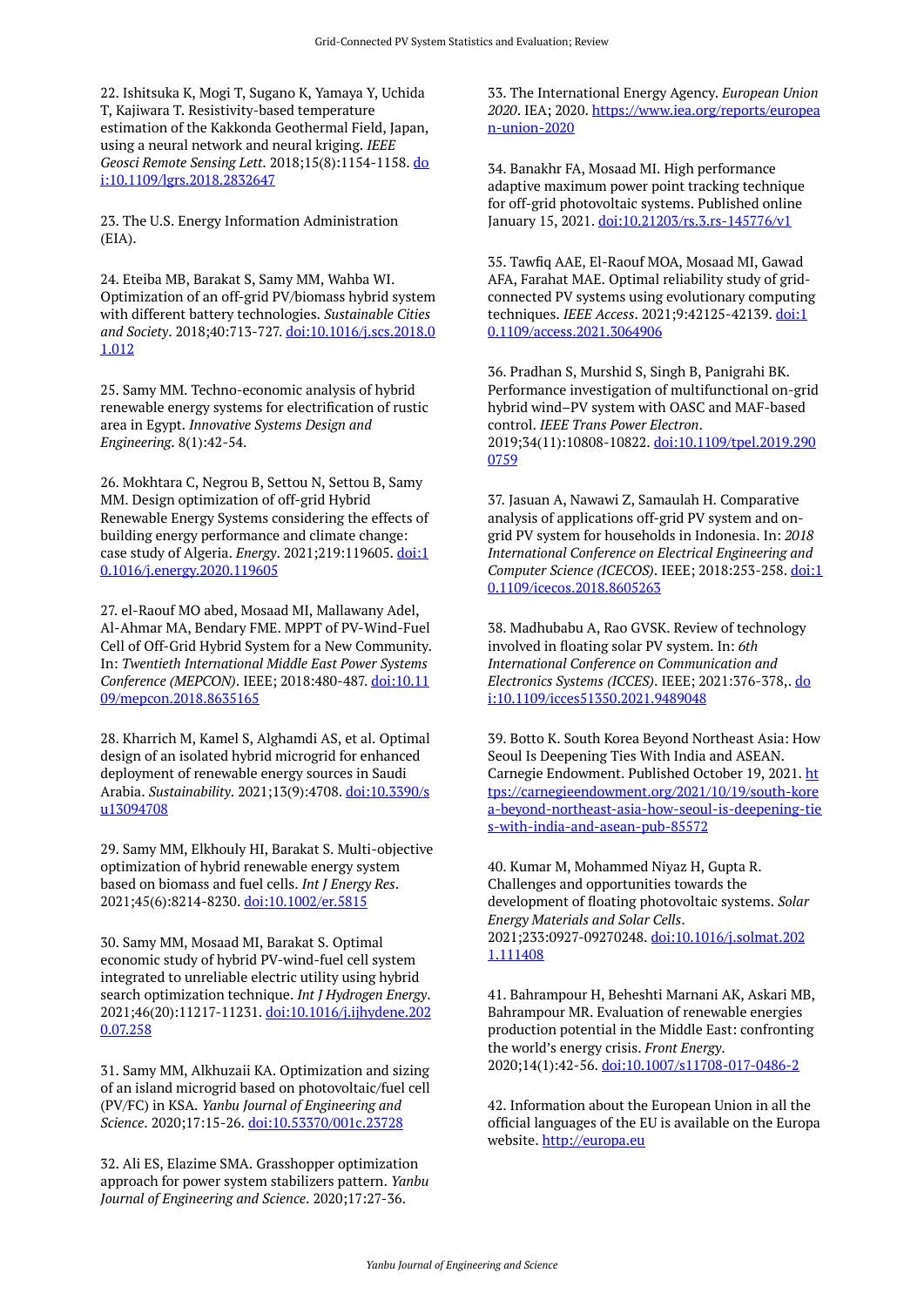22. Ishitsuka K, Mogi T, Sugano K, Yamaya Y, Uchida T, Kajiwara T. Resistivity-based temperature estimation of the Kakkonda Geothermal Field, Japan, using a neural network and neural kriging. *IEEE Geosci Remote Sensing Lett*. 2018;15(8):1154-1158. doi:10.1109/lgrs.2018.2832647

23. The U.S. Energy Information Administration (EIA).

24. Eteiba MB, Barakat S, Samy MM, Wahba WI. Optimization of an off-grid PV/biomass hybrid system with different battery technologies. *Sustainable Cities and Society*. 2018;40:713-727. doi:10.1016/j.scs.2018.01.012

25. Samy MM. Techno-economic analysis of hybrid renewable energy systems for electrification of rustic area in Egypt. *Innovative Systems Design and Engineering*. 8(1):42-54.

26. Mokhtara C, Negrou B, Settou N, Settou B, Samy MM. Design optimization of off-grid Hybrid Renewable Energy Systems considering the effects of building energy performance and climate change: case study of Algeria. *Energy*. 2021;219:119605. doi:10.1016/j.energy.2020.119605

27. el-Raouf MO abed, Mosaad MI, Mallawany Adel, Al-Ahmar MA, Bendary FME. MPPT of PV-Wind-Fuel Cell of Off-Grid Hybrid System for a New Community. In: *Twentieth International Middle East Power Systems Conference (MEPCON)*. IEEE; 2018:480-487. doi:10.1109/mepcon.2018.8635165

28. Kharrich M, Kamel S, Alghamdi AS, et al. Optimal design of an isolated hybrid microgrid for enhanced deployment of renewable energy sources in Saudi Arabia. *Sustainability*. 2021;13(9):4708. doi:10.3390/su13094708

29. Samy MM, Elkhouly HI, Barakat S. Multi-objective optimization of hybrid renewable energy system based on biomass and fuel cells. *Int J Energy Res*. 2021;45(6):8214-8230. doi:10.1002/er.5815

30. Samy MM, Mosaad MI, Barakat S. Optimal economic study of hybrid PV-wind-fuel cell system integrated to unreliable electric utility using hybrid search optimization technique. *Int J Hydrogen Energy*. 2021;46(20):11217-11231. doi:10.1016/j.ijhydene.2020.07.258

31. Samy MM, Alkhuzaii KA. Optimization and sizing of an island microgrid based on photovoltaic/fuel cell (PV/FC) in KSA. *Yanbu Journal of Engineering and Science*. 2020;17:15-26. doi:10.53370/001c.23728

32. Ali ES, Elazime SMA. Grasshopper optimization approach for power system stabilizers pattern. *Yanbu Journal of Engineering and Science*. 2020;17:27-36.

33. The International Energy Agency. *European Union 2020*. IEA; 2020. https://www.iea.org/reports/european-union-2020

34. Banakhr FA, Mosaad MI. High performance adaptive maximum power point tracking technique for off-grid photovoltaic systems. Published online January 15, 2021. doi:10.21203/rs.3.rs-145776/v1

35. Tawfiq AAE, El-Raouf MOA, Mosaad MI, Gawad AFA, Farahat MAE. Optimal reliability study of grid-connected PV systems using evolutionary computing techniques. *IEEE Access*. 2021;9:42125-42139. doi:10.1109/access.2021.3064906

36. Pradhan S, Murshid S, Singh B, Panigrahi BK. Performance investigation of multifunctional on-grid hybrid wind–PV system with OASC and MAF-based control. *IEEE Trans Power Electron*. 2019;34(11):10808-10822. doi:10.1109/tpel.2019.2900759

37. Jasuan A, Nawawi Z, Samaulah H. Comparative analysis of applications off-grid PV system and on-grid PV system for households in Indonesia. In: *2018 International Conference on Electrical Engineering and Computer Science (ICECOS)*. IEEE; 2018:253-258. doi:10.1109/icecos.2018.8605263

38. Madhubabu A, Rao GVSK. Review of technology involved in floating solar PV system. In: *6th International Conference on Communication and Electronics Systems (ICCES)*. IEEE; 2021:376-378,. doi:10.1109/icces51350.2021.9489048

39. Botto K. South Korea Beyond Northeast Asia: How Seoul Is Deepening Ties With India and ASEAN. Carnegie Endowment. Published October 19, 2021. https://carnegieendowment.org/2021/10/19/south-korea-beyond-northeast-asia-how-seoul-is-deepening-ties-with-india-and-asean-pub-85572

40. Kumar M, Mohammed Niyaz H, Gupta R. Challenges and opportunities towards the development of floating photovoltaic systems. *Solar Energy Materials and Solar Cells*. 2021;233:0927-09270248. doi:10.1016/j.solmat.2021.111408

41. Bahrampour H, Beheshti Marnani AK, Askari MB, Bahrampour MR. Evaluation of renewable energies production potential in the Middle East: confronting the world's energy crisis. *Front Energy*. 2020;14(1):42-56. doi:10.1007/s11708-017-0486-2

42. Information about the European Union in all the official languages of the EU is available on the Europa website. http://europa.eu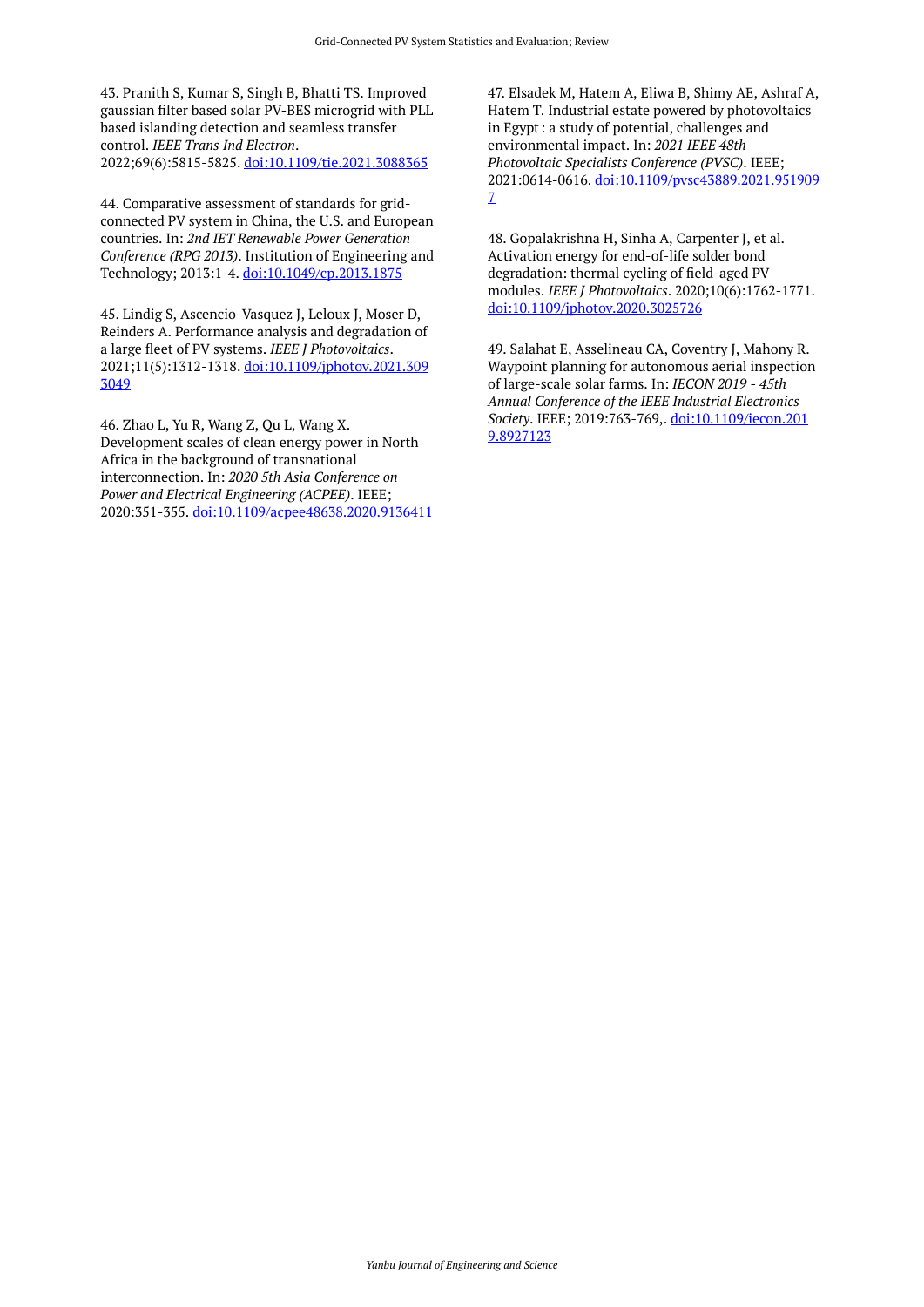43. Pranith S, Kumar S, Singh B, Bhatti TS. Improved gaussian filter based solar PV-BES microgrid with PLL based islanding detection and seamless transfer control. *IEEE Trans Ind Electron*. 2022;69(6):5815-5825. doi:10.1109/tie.2021.3088365

44. Comparative assessment of standards for grid-connected PV system in China, the U.S. and European countries. In: *2nd IET Renewable Power Generation Conference (RPG 2013)*. Institution of Engineering and Technology; 2013:1-4. doi:10.1049/cp.2013.1875

45. Lindig S, Ascencio-Vasquez J, Leloux J, Moser D, Reinders A. Performance analysis and degradation of a large fleet of PV systems. *IEEE J Photovoltaics*. 2021;11(5):1312-1318. doi:10.1109/jphotov.2021.3093049

46. Zhao L, Yu R, Wang Z, Qu L, Wang X. Development scales of clean energy power in North Africa in the background of transnational interconnection. In: *2020 5th Asia Conference on Power and Electrical Engineering (ACPEE)*. IEEE; 2020:351-355. doi:10.1109/acpee48638.2020.9136411

47. Elsadek M, Hatem A, Eliwa B, Shimy AE, Ashraf A, Hatem T. Industrial estate powered by photovoltaics in Egypt : a study of potential, challenges and environmental impact. In: *2021 IEEE 48th Photovoltaic Specialists Conference (PVSC)*. IEEE; 2021:0614-0616. doi:10.1109/pvsc43889.2021.9519097

48. Gopalakrishna H, Sinha A, Carpenter J, et al. Activation energy for end-of-life solder bond degradation: thermal cycling of field-aged PV modules. *IEEE J Photovoltaics*. 2020;10(6):1762-1771. doi:10.1109/jphotov.2020.3025726

49. Salahat E, Asselineau CA, Coventry J, Mahony R. Waypoint planning for autonomous aerial inspection of large-scale solar farms. In: *IECON 2019 - 45th Annual Conference of the IEEE Industrial Electronics Society*. IEEE; 2019:763-769,. doi:10.1109/iecon.2019.8927123